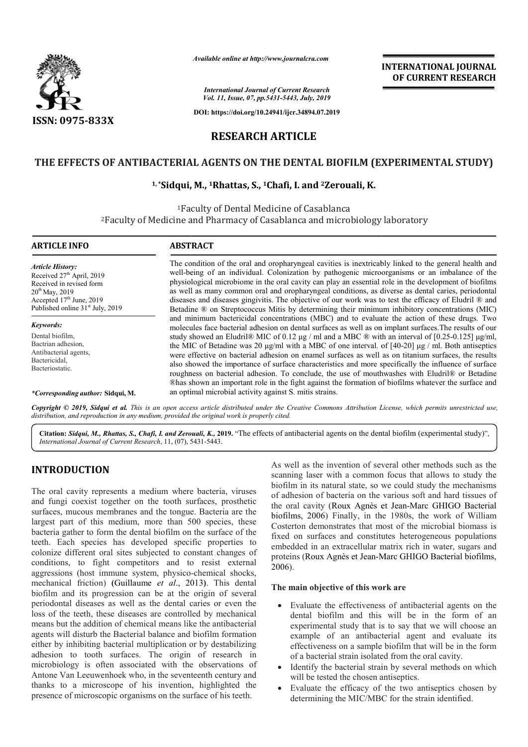*Available online at http://www.journalcra.com*

*International Journal of Current Research*
*Vol. 11, Issue, 07, pp.5431-5443, July, 2019*

**DOI: https://doi.org/10.24941/ijcr.34894.07.2019**

**ISSN: 0975-833X**

**INTERNATIONAL JOURNAL OF CURRENT RESEARCH**

## RESEARCH ARTICLE

# THE EFFECTS OF ANTIBACTERIAL AGENTS ON THE DENTAL BIOFILM (EXPERIMENTAL STUDY)

**[1,*]Sidqui, M., [1]Rhattas, S., [1]Chafi, I. and [2]Zerouali, K.**

[1]Faculty of Dental Medicine of Casablanca
[2]Faculty of Medicine and Pharmacy of Casablanca and microbiology laboratory

### ARTICLE INFO

*Article History:*
Received 27th April, 2019
Received in revised form
20th May, 2019
Accepted 17th June, 2019
Published online 31st July, 2019

*Keywords:*
Dental biofilm,
Bactrian adhesion,
Antibacterial agents,
Bactericidal,
Bacteriostatic.

**\*Corresponding author: Sidqui, M.**

### ABSTRACT

The condition of the oral and oropharyngeal cavities is inextricably linked to the general health and well-being of an individual. Colonization by pathogenic microorganisms or an imbalance of the physiological microbiome in the oral cavity can play an essential role in the development of biofilms as well as many common oral and oropharyngeal conditions, as diverse as dental caries, periodontal diseases and diseases gingivitis. The objective of our work was to test the efficacy of Eludril ® and Betadine ® on Streptococcus Mitis by determining their minimum inhibitory concentrations (MIC) and minimum bactericidal concentrations (MBC) and to evaluate the action of these drugs. Two molecules face bacterial adhesion on dental surfaces as well as on implant surfaces.The results of our study showed an Eludril® MIC of 0.12 µg / ml and a MBC ® with an interval of [0.25-0.125] µg/ml, the MIC of Betadine was 20 µg/ml with a MBC of one interval. of [40-20] µg / ml. Both antiseptics were effective on bacterial adhesion on enamel surfaces as well as on titanium surfaces, the results also showed the importance of surface characteristics and more specifically the influence of surface roughness on bacterial adhesion. To conclude, the use of mouthwashes with Eludril® or Betadine ®has shown an important role in the fight against the formation of biofilms whatever the surface and an optimal microbial activity against S. mitis strains.

**Copyright © 2019, Sidqui et al.** *This is an open access article distributed under the Creative Commons Attribution License, which permits unrestricted use, distribution, and reproduction in any medium, provided the original work is properly cited.*

**Citation:** ***Sidqui, M., Rhattas, S., Chafi, I. and Zerouali, K.*, 2019.** "The effects of antibacterial agents on the dental biofilm (experimental study)", *International Journal of Current Research*, 11, (07), 5431-5443.

## INTRODUCTION

The oral cavity represents a medium where bacteria, viruses and fungi coexist together on the tooth surfaces, prosthetic surfaces, mucous membranes and the tongue. Bacteria are the largest part of this medium, more than 500 species, these bacteria gather to form the dental biofilm on the surface of the teeth. Each species has developed specific properties to colonize different oral sites subjected to constant changes of conditions, to fight competitors and to resist external aggressions (host immune system, physico-chemical shocks, mechanical friction) **(Guillaume *et al*., 2013)**. This dental biofilm and its progression can be at the origin of several periodontal diseases as well as the dental caries or even the loss of the teeth, these diseases are controlled by mechanical means but the addition of chemical means like the antibacterial agents will disturb the Bacterial balance and biofilm formation either by inhibiting bacterial multiplication or by destabilizing adhesion to tooth surfaces. The origin of research in microbiology is often associated with the observations of Antone Van Leeuwenhoek who, in the seventeenth century and thanks to a microscope of his invention, highlighted the presence of microscopic organisms on the surface of his teeth.

As well as the invention of several other methods such as the scanning laser with a common focus that allows to study the biofilm in its natural state, so we could study the mechanisms of adhesion of bacteria on the various soft and hard tissues of the oral cavity (Roux Agnès et Jean-Marc GHIGO Bacterial biofilms, 2006) Finally, in the 1980s, the work of William Costerton demonstrates that most of the microbial biomass is fixed on surfaces and constitutes heterogeneous populations embedded in an extracellular matrix rich in water, sugars and proteins (Roux Agnès et Jean-Marc GHIGO Bacterial biofilms, 2006).

**The main objective of this work are**

- Evaluate the effectiveness of antibacterial agents on the dental biofilm and this will be in the form of an experimental study that is to say that we will choose an example of an antibacterial agent and evaluate its effectiveness on a sample biofilm that will be in the form of a bacterial strain isolated from the oral cavity.
- Identify the bacterial strain by several methods on which will be tested the chosen antiseptics.
- Evaluate the efficacy of the two antiseptics chosen by determining the MIC/MBC for the strain identified.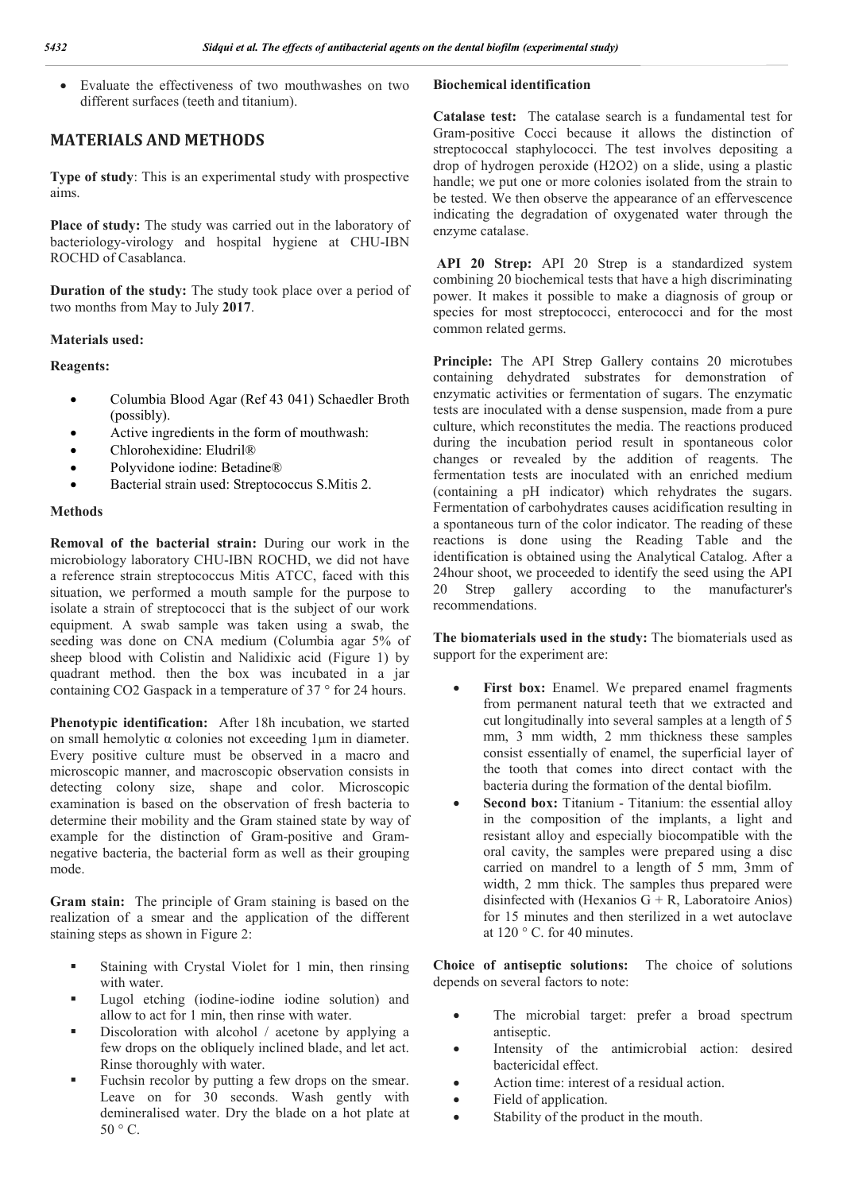- Evaluate the effectiveness of two mouthwashes on two different surfaces (teeth and titanium).

## MATERIALS AND METHODS

**Type of study**: This is an experimental study with prospective aims.

**Place of study:** The study was carried out in the laboratory of bacteriology-virology and hospital hygiene at CHU-IBN ROCHD of Casablanca.

**Duration of the study:** The study took place over a period of two months from May to July **2017**.

**Materials used:**

**Reagents:**

- Columbia Blood Agar (Ref 43 041) Schaedler Broth (possibly).
- Active ingredients in the form of mouthwash:
- Chlorohexidine: Eludril®
- Polyvidone iodine: Betadine®
- Bacterial strain used: Streptococcus S.Mitis 2.

**Methods**

**Removal of the bacterial strain:** During our work in the microbiology laboratory CHU-IBN ROCHD, we did not have a reference strain streptococcus Mitis ATCC, faced with this situation, we performed a mouth sample for the purpose to isolate a strain of streptococci that is the subject of our work equipment. A swab sample was taken using a swab, the seeding was done on CNA medium (Columbia agar 5% of sheep blood with Colistin and Nalidixic acid (Figure 1) by quadrant method. then the box was incubated in a jar containing $CO_2$ Gaspack in a temperature of 37 ° for 24 hours.

**Phenotypic identification:** After 18h incubation, we started on small hemolytic α colonies not exceeding 1µm in diameter. Every positive culture must be observed in a macro and microscopic manner, and macroscopic observation consists in detecting colony size, shape and color. Microscopic examination is based on the observation of fresh bacteria to determine their mobility and the Gram stained state by way of example for the distinction of Gram-positive and Gram-negative bacteria, the bacterial form as well as their grouping mode.

**Gram stain:** The principle of Gram staining is based on the realization of a smear and the application of the different staining steps as shown in Figure 2:

- Staining with Crystal Violet for 1 min, then rinsing with water.
- Lugol etching (iodine-iodine iodine solution) and allow to act for 1 min, then rinse with water.
- Discoloration with alcohol / acetone by applying a few drops on the obliquely inclined blade, and let act. Rinse thoroughly with water.
- Fuchsin recolor by putting a few drops on the smear. Leave on for 30 seconds. Wash gently with demineralised water. Dry the blade on a hot plate at 50 ° C.

**Biochemical identification**

**Catalase test:** The catalase search is a fundamental test for Gram-positive Cocci because it allows the distinction of streptococcal staphylococci. The test involves depositing a drop of hydrogen peroxide ($H_2O_2$) on a slide, using a plastic handle; we put one or more colonies isolated from the strain to be tested. We then observe the appearance of an effervescence indicating the degradation of oxygenated water through the enzyme catalase.

**API 20 Strep:** API 20 Strep is a standardized system combining 20 biochemical tests that have a high discriminating power. It makes it possible to make a diagnosis of group or species for most streptococci, enterococci and for the most common related germs.

**Principle:** The API Strep Gallery contains 20 microtubes containing dehydrated substrates for demonstration of enzymatic activities or fermentation of sugars. The enzymatic tests are inoculated with a dense suspension, made from a pure culture, which reconstitutes the media. The reactions produced during the incubation period result in spontaneous color changes or revealed by the addition of reagents. The fermentation tests are inoculated with an enriched medium (containing a pH indicator) which rehydrates the sugars. Fermentation of carbohydrates causes acidification resulting in a spontaneous turn of the color indicator. The reading of these reactions is done using the Reading Table and the identification is obtained using the Analytical Catalog. After a 24hour shoot, we proceeded to identify the seed using the API 20 Strep gallery according to the manufacturer's recommendations.

**The biomaterials used in the study:** The biomaterials used as support for the experiment are:

- **First box:** Enamel. We prepared enamel fragments from permanent natural teeth that we extracted and cut longitudinally into several samples at a length of 5 mm, 3 mm width, 2 mm thickness these samples consist essentially of enamel, the superficial layer of the tooth that comes into direct contact with the bacteria during the formation of the dental biofilm.
- **Second box:** Titanium - Titanium: the essential alloy in the composition of the implants, a light and resistant alloy and especially biocompatible with the oral cavity, the samples were prepared using a disc carried on mandrel to a length of 5 mm, 3mm of width, 2 mm thick. The samples thus prepared were disinfected with (Hexanios G + R, Laboratoire Anios) for 15 minutes and then sterilized in a wet autoclave at 120 ° C. for 40 minutes.

**Choice of antiseptic solutions:** The choice of solutions depends on several factors to note:

- The microbial target: prefer a broad spectrum antiseptic.
- Intensity of the antimicrobial action: desired bactericidal effect.
- Action time: interest of a residual action.
- Field of application.
- Stability of the product in the mouth.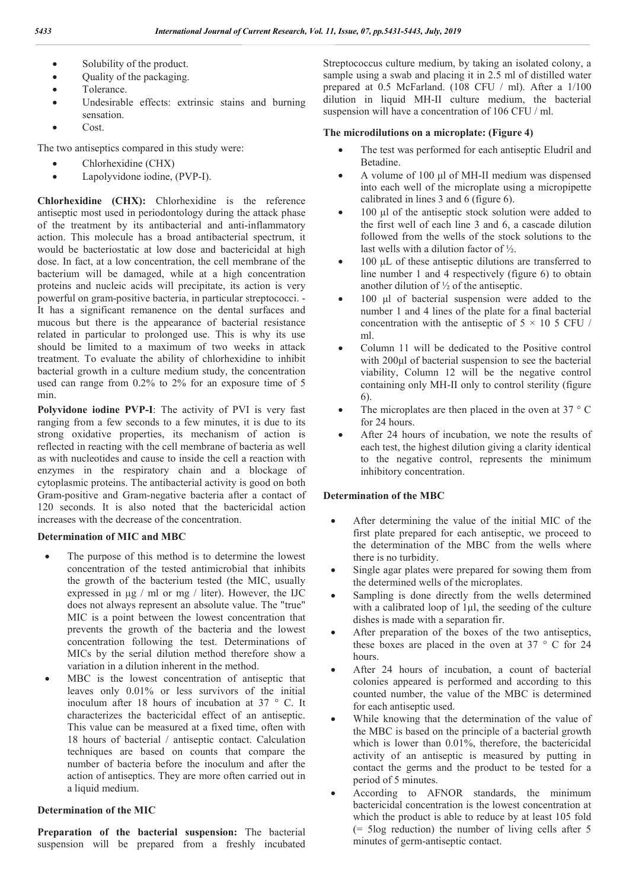- Solubility of the product.
- Quality of the packaging.
- Tolerance.
- Undesirable effects: extrinsic stains and burning sensation.
- Cost.

The two antiseptics compared in this study were:

- Chlorhexidine (CHX)
- Lapolyvidone iodine, (PVP-I).

**Chlorhexidine (CHX):** Chlorhexidine is the reference antiseptic most used in periodontology during the attack phase of the treatment by its antibacterial and anti-inflammatory action. This molecule has a broad antibacterial spectrum, it would be bacteriostatic at low dose and bactericidal at high dose. In fact, at a low concentration, the cell membrane of the bacterium will be damaged, while at a high concentration proteins and nucleic acids will precipitate, its action is very powerful on gram-positive bacteria, in particular streptococci. - It has a significant remanence on the dental surfaces and mucous but there is the appearance of bacterial resistance related in particular to prolonged use. This is why its use should be limited to a maximum of two weeks in attack treatment. To evaluate the ability of chlorhexidine to inhibit bacterial growth in a culture medium study, the concentration used can range from 0.2% to 2% for an exposure time of 5 min.

**Polyvidone iodine PVP-I**: The activity of PVI is very fast ranging from a few seconds to a few minutes, it is due to its strong oxidative properties, its mechanism of action is reflected in reacting with the cell membrane of bacteria as well as with nucleotides and cause to inside the cell a reaction with enzymes in the respiratory chain and a blockage of cytoplasmic proteins. The antibacterial activity is good on both Gram-positive and Gram-negative bacteria after a contact of 120 seconds. It is also noted that the bactericidal action increases with the decrease of the concentration.

### Determination of MIC and MBC

- The purpose of this method is to determine the lowest concentration of the tested antimicrobial that inhibits the growth of the bacterium tested (the MIC, usually expressed in µg / ml or mg / liter). However, the IJC does not always represent an absolute value. The "true" MIC is a point between the lowest concentration that prevents the growth of the bacteria and the lowest concentration following the test. Determinations of MICs by the serial dilution method therefore show a variation in a dilution inherent in the method.
- MBC is the lowest concentration of antiseptic that leaves only 0.01% or less survivors of the initial inoculum after 18 hours of incubation at 37 ° C. It characterizes the bactericidal effect of an antiseptic. This value can be measured at a fixed time, often with 18 hours of bacterial / antiseptic contact. Calculation techniques are based on counts that compare the number of bacteria before the inoculum and after the action of antiseptics. They are more often carried out in a liquid medium.

### Determination of the MIC

**Preparation of the bacterial suspension:** The bacterial suspension will be prepared from a freshly incubated Streptococcus culture medium, by taking an isolated colony, a sample using a swab and placing it in 2.5 ml of distilled water prepared at 0.5 McFarland. ($10^8$ CFU / ml). After a 1/100 dilution in liquid MH-II culture medium, the bacterial suspension will have a concentration of $10^6$ CFU / ml.

### The microdilutions on a microplate: (Figure 4)

- The test was performed for each antiseptic Eludril and Betadine.
- A volume of 100 µl of MH-II medium was dispensed into each well of the microplate using a micropipette calibrated in lines 3 and 6 (figure 6).
- 100 µl of the antiseptic stock solution were added to the first well of each line 3 and 6, a cascade dilution followed from the wells of the stock solutions to the last wells with a dilution factor of ½.
- 100 µL of these antiseptic dilutions are transferred to line number 1 and 4 respectively (figure 6) to obtain another dilution of ½ of the antiseptic.
- 100 µl of bacterial suspension were added to the number 1 and 4 lines of the plate for a final bacterial concentration with the antiseptic of $5 \times 10^5$ CFU / ml.
- Column 11 will be dedicated to the Positive control with 200µl of bacterial suspension to see the bacterial viability, Column 12 will be the negative control containing only MH-II only to control sterility (figure 6).
- The microplates are then placed in the oven at 37 ° C for 24 hours.
- After 24 hours of incubation, we note the results of each test, the highest dilution giving a clarity identical to the negative control, represents the minimum inhibitory concentration.

### Determination of the MBC

- After determining the value of the initial MIC of the first plate prepared for each antiseptic, we proceed to the determination of the MBC from the wells where there is no turbidity.
- Single agar plates were prepared for sowing them from the determined wells of the microplates.
- Sampling is done directly from the wells determined with a calibrated loop of 1µl, the seeding of the culture dishes is made with a separation fir.
- After preparation of the boxes of the two antiseptics, these boxes are placed in the oven at 37 ° C for 24 hours.
- After 24 hours of incubation, a count of bacterial colonies appeared is performed and according to this counted number, the value of the MBC is determined for each antiseptic used.
- While knowing that the determination of the value of the MBC is based on the principle of a bacterial growth which is lower than 0.01%, therefore, the bactericidal activity of an antiseptic is measured by putting in contact the germs and the product to be tested for a period of 5 minutes.
- According to AFNOR standards, the minimum bactericidal concentration is the lowest concentration at which the product is able to reduce by at least $10^5$ fold (= 5log reduction) the number of living cells after 5 minutes of germ-antiseptic contact.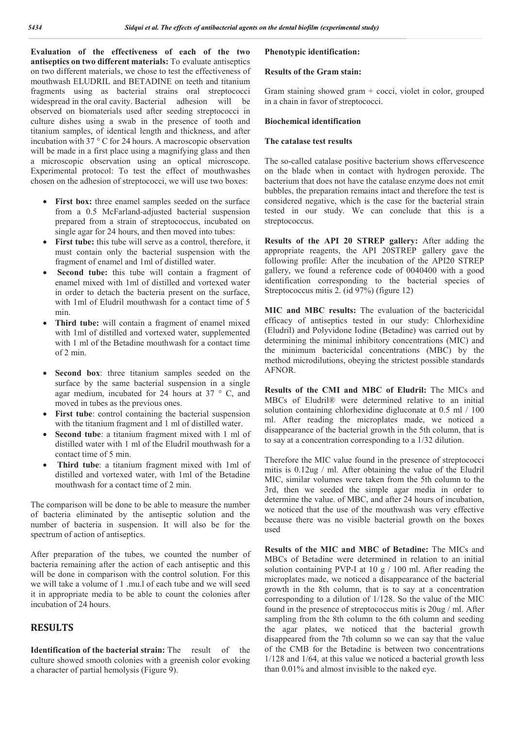**Evaluation of the effectiveness of each of the two antiseptics on two different materials:** To evaluate antiseptics on two different materials, we chose to test the effectiveness of mouthwash ELUDRIL and BETADINE on teeth and titanium fragments using as bacterial strains oral streptococci widespread in the oral cavity. Bacterial adhesion will be observed on biomaterials used after seeding streptococci in culture dishes using a swab in the presence of tooth and titanium samples, of identical length and thickness, and after incubation with 37 ° C for 24 hours. A macroscopic observation will be made in a first place using a magnifying glass and then a microscopic observation using an optical microscope. Experimental protocol: To test the effect of mouthwashes chosen on the adhesion of streptococci, we will use two boxes:

- **First box:** three enamel samples seeded on the surface from a 0.5 McFarland-adjusted bacterial suspension prepared from a strain of streptococcus, incubated on single agar for 24 hours, and then moved into tubes:
- **First tube:** this tube will serve as a control, therefore, it must contain only the bacterial suspension with the fragment of enamel and 1ml of distilled water.
- **Second tube:** this tube will contain a fragment of enamel mixed with 1ml of distilled and vortexed water in order to detach the bacteria present on the surface, with 1ml of Eludril mouthwash for a contact time of 5 min.
- **Third tube:** will contain a fragment of enamel mixed with 1ml of distilled and vortexed water, supplemented with 1 ml of the Betadine mouthwash for a contact time of 2 min.

- **Second box**: three titanium samples seeded on the surface by the same bacterial suspension in a single agar medium, incubated for 24 hours at 37 ° C, and moved in tubes as the previous ones.
- **First tube**: control containing the bacterial suspension with the titanium fragment and 1 ml of distilled water.
- **Second tube**: a titanium fragment mixed with 1 ml of distilled water with 1 ml of the Eludril mouthwash for a contact time of 5 min.
- **Third tube**: a titanium fragment mixed with 1ml of distilled and vortexed water, with 1ml of the Betadine mouthwash for a contact time of 2 min.

The comparison will be done to be able to measure the number of bacteria eliminated by the antiseptic solution and the number of bacteria in suspension. It will also be for the spectrum of action of antiseptics.

After preparation of the tubes, we counted the number of bacteria remaining after the action of each antiseptic and this will be done in comparison with the control solution. For this we will take a volume of 1 .mu.l of each tube and we will seed it in appropriate media to be able to count the colonies after incubation of 24 hours.

## RESULTS

**Identification of the bacterial strain:** The result of the culture showed smooth colonies with a greenish color evoking a character of partial hemolysis (Figure 9).

**Phenotypic identification:**

**Results of the Gram stain:**

Gram staining showed gram + cocci, violet in color, grouped in a chain in favor of streptococci.

**Biochemical identification**

**The catalase test results**

The so-called catalase positive bacterium shows effervescence on the blade when in contact with hydrogen peroxide. The bacterium that does not have the catalase enzyme does not emit bubbles, the preparation remains intact and therefore the test is considered negative, which is the case for the bacterial strain tested in our study. We can conclude that this is a streptococcus.

**Results of the API 20 STREP gallery:** After adding the appropriate reagents, the API 20STREP gallery gave the following profile: After the incubation of the API20 STREP gallery, we found a reference code of 0040400 with a good identification corresponding to the bacterial species of Streptococcus mitis 2. (id 97%) (figure 12)

**MIC and MBC results:** The evaluation of the bactericidal efficacy of antiseptics tested in our study: Chlorhexidine (Eludril) and Polyvidone Iodine (Betadine) was carried out by determining the minimal inhibitory concentrations (MIC) and the minimum bactericidal concentrations (MBC) by the method microdilutions, obeying the strictest possible standards AFNOR.

**Results of the CMI and MBC of Eludril:** The MICs and MBCs of Eludril® were determined relative to an initial solution containing chlorhexidine digluconate at 0.5 ml / 100 ml. After reading the microplates made, we noticed a disappearance of the bacterial growth in the 5th column, that is to say at a concentration corresponding to a 1/32 dilution.

Therefore the MIC value found in the presence of streptococci mitis is 0.12ug / ml. After obtaining the value of the Eludril MIC, similar volumes were taken from the 5th column to the 3rd, then we seeded the simple agar media in order to determine the value. of MBC, and after 24 hours of incubation, we noticed that the use of the mouthwash was very effective because there was no visible bacterial growth on the boxes used

**Results of the MIC and MBC of Betadine:** The MICs and MBCs of Betadine were determined in relation to an initial solution containing PVP-I at 10 g / 100 ml. After reading the microplates made, we noticed a disappearance of the bacterial growth in the 8th column, that is to say at a concentration corresponding to a dilution of 1/128. So the value of the MIC found in the presence of streptococcus mitis is 20ug / ml. After sampling from the 8th column to the 6th column and seeding the agar plates, we noticed that the bacterial growth disappeared from the 7th column so we can say that the value of the CMB for the Betadine is between two concentrations 1/128 and 1/64, at this value we noticed a bacterial growth less than 0.01% and almost invisible to the naked eye.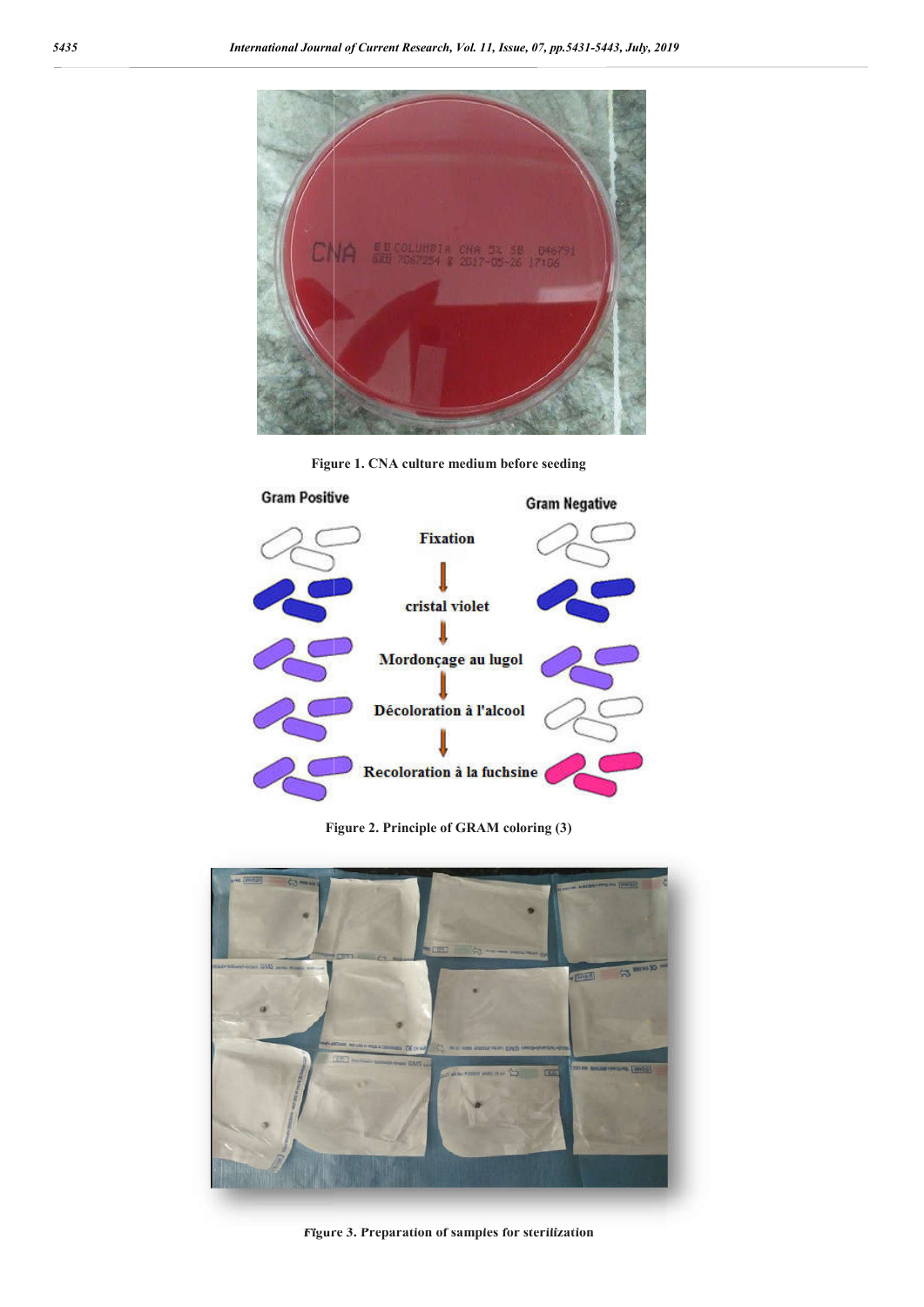Figure 1. CNA culture medium before seeding

Gram Positive

Gram Negative

Fixation

cristal violet

Mordonçage au lugol

Décoloration à l'alcool

Recoloration à la fuchsine

Figure 2. Principle of GRAM coloring (3)

Figure 3. Preparation of samples for sterilization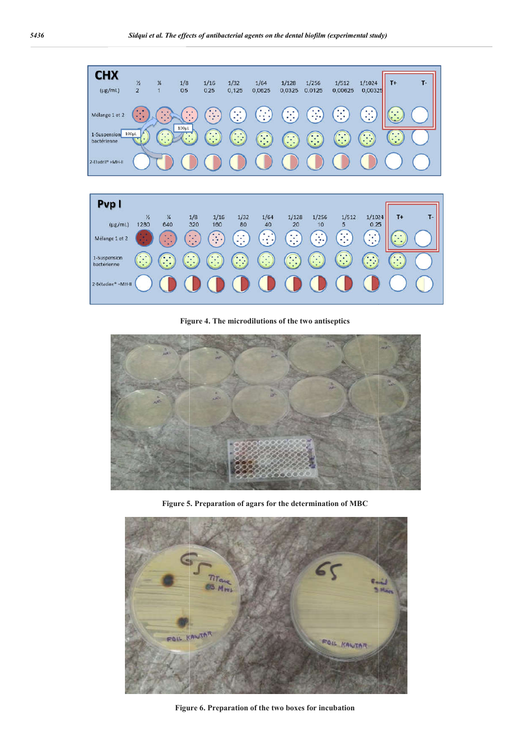CHX

(µg/mL)

½ 2

¼ 1

1/8 0.5

1/16 0.25

1/32 0,125

1/64 0,0625

1/128 0,0325

1/256 0.0125

1/512 0,00625

1/1024 0,00325

T+

T-

Mélange 1 et 2

1-Suspension bactérienne

100µL

100µL

2-Eludril® +MH-II

Pvp I

(µg/mL)

½ 1280

¼ 640

1/8 320

1/16 160

1/32 80

1/64 40

1/128 20

1/256 10

1/512 5

1/1024 0.25

T+

T-

Mélange 1 et 2

1-Suspension bactérienne

2-Bétadine® +MH-II

**Figure 4. The microdilutions of the two antiseptics**

**Figure 5. Preparation of agars for the determination of MBC**

**Figure 6. Preparation of the two boxes for incubation**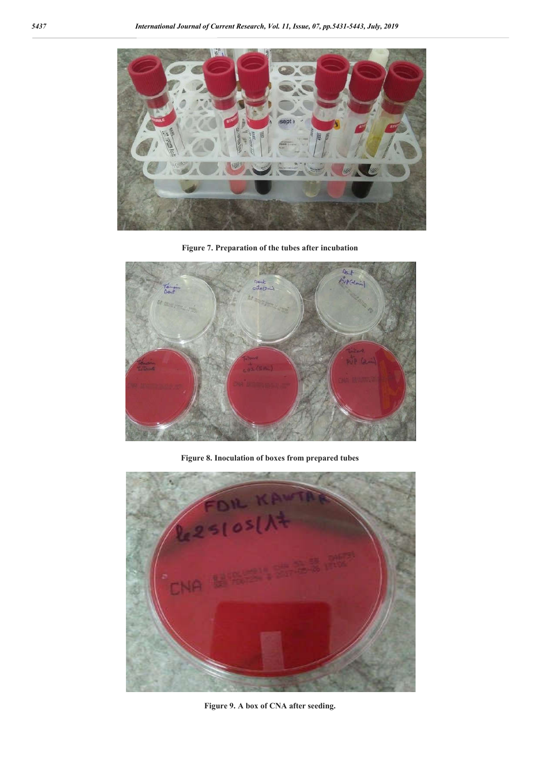Figure 7. Preparation of the tubes after incubation

Figure 8. Inoculation of boxes from prepared tubes

Figure 9. A box of CNA after seeding.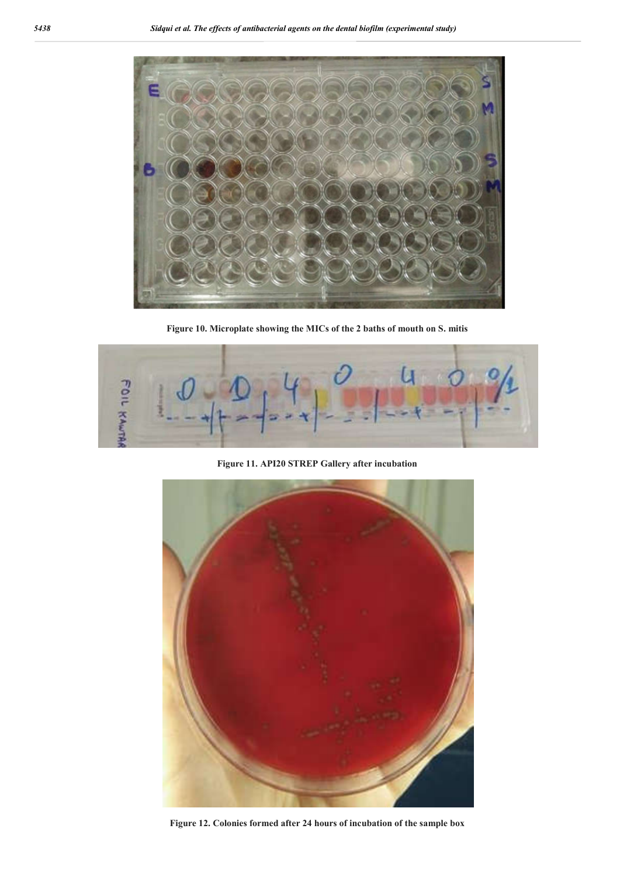Figure 10. Microplate showing the MICs of the 2 baths of mouth on S. mitis

Figure 11. API20 STREP Gallery after incubation

Figure 12. Colonies formed after 24 hours of incubation of the sample box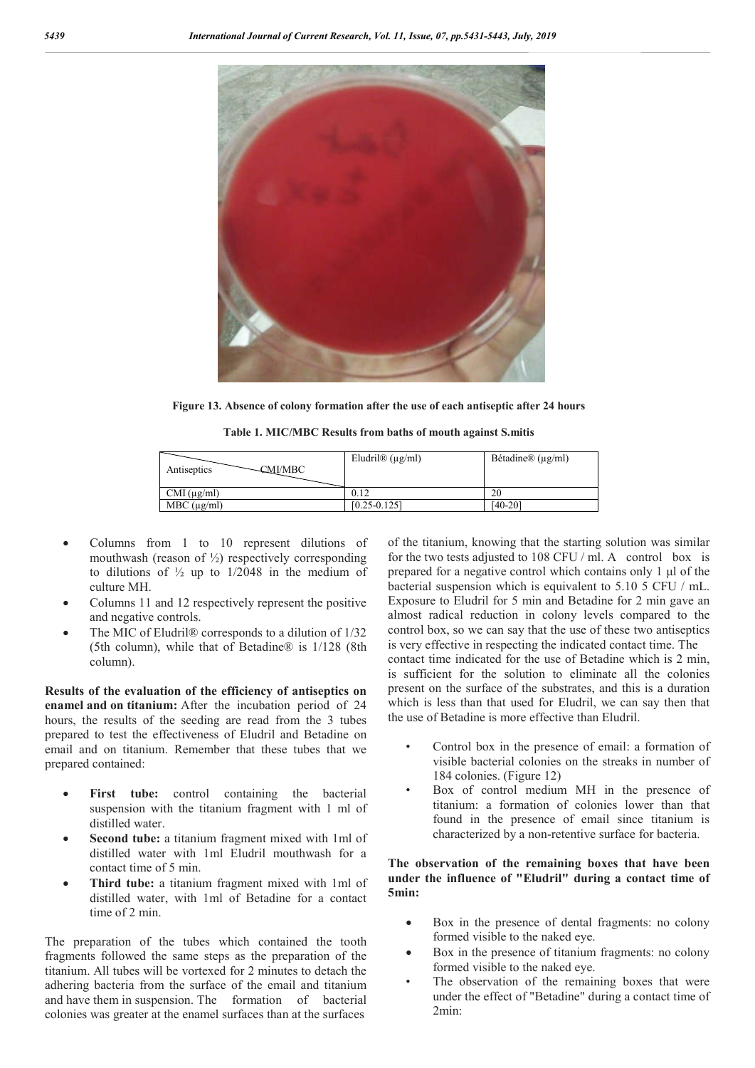Figure 13. Absence of colony formation after the use of each antiseptic after 24 hours

Table 1. MIC/MBC Results from baths of mouth against S.mitis

| Antiseptics / CMI/MBC | Eludril® (µg/ml) | Bétadine® (µg/ml) |
|---|---|---|
| CMI (µg/ml) | 0.12 | 20 |
| MBC (µg/ml) | [0.25-0.125] | [40-20] |

- Columns from 1 to 10 represent dilutions of mouthwash (reason of ½) respectively corresponding to dilutions of ½ up to 1/2048 in the medium of culture MH.
- Columns 11 and 12 respectively represent the positive and negative controls.
- The MIC of Eludril® corresponds to a dilution of 1/32 (5th column), while that of Betadine® is 1/128 (8th column).

**Results of the evaluation of the efficiency of antiseptics on enamel and on titanium:** After the incubation period of 24 hours, the results of the seeding are read from the 3 tubes prepared to test the effectiveness of Eludril and Betadine on email and on titanium. Remember that these tubes that we prepared contained:

- **First tube:** control containing the bacterial suspension with the titanium fragment with 1 ml of distilled water.
- **Second tube:** a titanium fragment mixed with 1ml of distilled water with 1ml Eludril mouthwash for a contact time of 5 min.
- **Third tube:** a titanium fragment mixed with 1ml of distilled water, with 1ml of Betadine for a contact time of 2 min.

The preparation of the tubes which contained the tooth fragments followed the same steps as the preparation of the titanium. All tubes will be vortexed for 2 minutes to detach the adhering bacteria from the surface of the email and titanium and have them in suspension. The formation of bacterial colonies was greater at the enamel surfaces than at the surfaces of the titanium, knowing that the starting solution was similar for the two tests adjusted to 108 CFU / ml. A control box is prepared for a negative control which contains only 1 µl of the bacterial suspension which is equivalent to 5.10 5 CFU / mL. Exposure to Eludril for 5 min and Betadine for 2 min gave an almost radical reduction in colony levels compared to the control box, so we can say that the use of these two antiseptics is very effective in respecting the indicated contact time. The contact time indicated for the use of Betadine which is 2 min, is sufficient for the solution to eliminate all the colonies present on the surface of the substrates, and this is a duration which is less than that used for Eludril, we can say then that the use of Betadine is more effective than Eludril.

- Control box in the presence of email: a formation of visible bacterial colonies on the streaks in number of 184 colonies. (Figure 12)
- Box of control medium MH in the presence of titanium: a formation of colonies lower than that found in the presence of email since titanium is characterized by a non-retentive surface for bacteria.

**The observation of the remaining boxes that have been under the influence of "Eludril" during a contact time of 5min:**

- Box in the presence of dental fragments: no colony formed visible to the naked eye.
- Box in the presence of titanium fragments: no colony formed visible to the naked eye.
- The observation of the remaining boxes that were under the effect of "Betadine" during a contact time of 2min: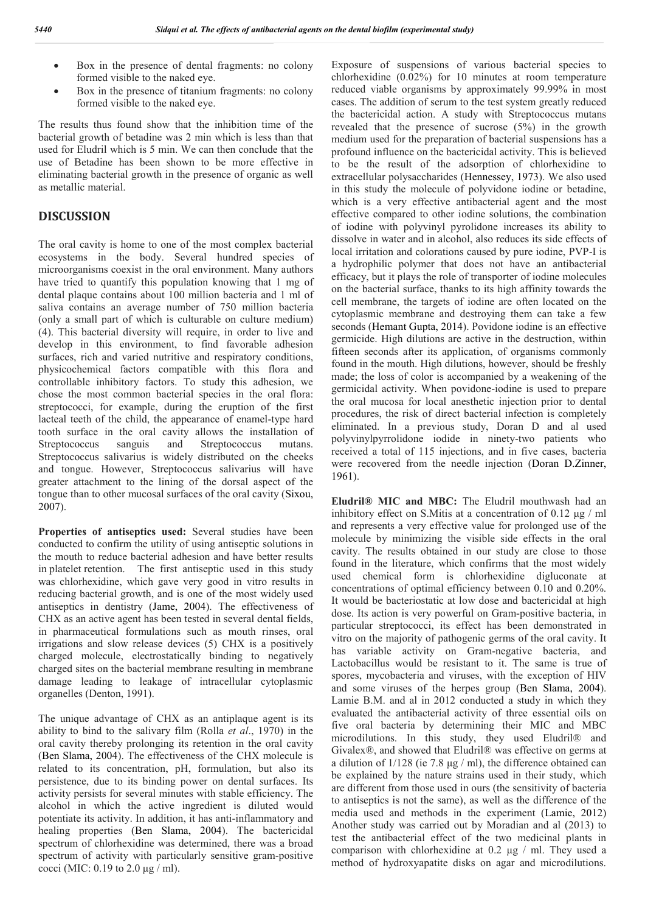- Box in the presence of dental fragments: no colony formed visible to the naked eye.
- Box in the presence of titanium fragments: no colony formed visible to the naked eye.

The results thus found show that the inhibition time of the bacterial growth of betadine was 2 min which is less than that used for Eludril which is 5 min. We can then conclude that the use of Betadine has been shown to be more effective in eliminating bacterial growth in the presence of organic as well as metallic material.

## DISCUSSION

The oral cavity is home to one of the most complex bacterial ecosystems in the body. Several hundred species of microorganisms coexist in the oral environment. Many authors have tried to quantify this population knowing that 1 mg of dental plaque contains about 100 million bacteria and 1 ml of saliva contains an average number of 750 million bacteria (only a small part of which is culturable on culture medium) (4). This bacterial diversity will require, in order to live and develop in this environment, to find favorable adhesion surfaces, rich and varied nutritive and respiratory conditions, physicochemical factors compatible with this flora and controllable inhibitory factors. To study this adhesion, we chose the most common bacterial species in the oral flora: streptococci, for example, during the eruption of the first lacteal teeth of the child, the appearance of enamel-type hard tooth surface in the oral cavity allows the installation of Streptococcus sanguis and Streptococcus mutans. Streptococcus salivarius is widely distributed on the cheeks and tongue. However, Streptococcus salivarius will have greater attachment to the lining of the dorsal aspect of the tongue than to other mucosal surfaces of the oral cavity (Sixou, 2007).

**Properties of antiseptics used:** Several studies have been conducted to confirm the utility of using antiseptic solutions in the mouth to reduce bacterial adhesion and have better results in platelet retention. The first antiseptic used in this study was chlorhexidine, which gave very good in vitro results in reducing bacterial growth, and is one of the most widely used antiseptics in dentistry (Jame, 2004). The effectiveness of CHX as an active agent has been tested in several dental fields, in pharmaceutical formulations such as mouth rinses, oral irrigations and slow release devices (5) CHX is a positively charged molecule, electrostatically binding to negatively charged sites on the bacterial membrane resulting in membrane damage leading to leakage of intracellular cytoplasmic organelles (Denton, 1991).

The unique advantage of CHX as an antiplaque agent is its ability to bind to the salivary film (Rolla *et al*., 1970) in the oral cavity thereby prolonging its retention in the oral cavity (Ben Slama, 2004). The effectiveness of the CHX molecule is related to its concentration, pH, formulation, but also its persistence, due to its binding power on dental surfaces. Its activity persists for several minutes with stable efficiency. The alcohol in which the active ingredient is diluted would potentiate its activity. In addition, it has anti-inflammatory and healing properties (Ben Slama, 2004). The bactericidal spectrum of chlorhexidine was determined, there was a broad spectrum of activity with particularly sensitive gram-positive cocci (MIC: 0.19 to 2.0 µg / ml).

Exposure of suspensions of various bacterial species to chlorhexidine (0.02%) for 10 minutes at room temperature reduced viable organisms by approximately 99.99% in most cases. The addition of serum to the test system greatly reduced the bactericidal action. A study with Streptococcus mutans revealed that the presence of sucrose (5%) in the growth medium used for the preparation of bacterial suspensions has a profound influence on the bactericidal activity. This is believed to be the result of the adsorption of chlorhexidine to extracellular polysaccharides (Hennessey, 1973). We also used in this study the molecule of polyvidone iodine or betadine, which is a very effective antibacterial agent and the most effective compared to other iodine solutions, the combination of iodine with polyvinyl pyrolidone increases its ability to dissolve in water and in alcohol, also reduces its side effects of local irritation and colorations caused by pure iodine, PVP-I is a hydrophilic polymer that does not have an antibacterial efficacy, but it plays the role of transporter of iodine molecules on the bacterial surface, thanks to its high affinity towards the cell membrane, the targets of iodine are often located on the cytoplasmic membrane and destroying them can take a few seconds (Hemant Gupta, 2014). Povidone iodine is an effective germicide. High dilutions are active in the destruction, within fifteen seconds after its application, of organisms commonly found in the mouth. High dilutions, however, should be freshly made; the loss of color is accompanied by a weakening of the germicidal activity. When povidone-iodine is used to prepare the oral mucosa for local anesthetic injection prior to dental procedures, the risk of direct bacterial infection is completely eliminated. In a previous study, Doran D and al used polyvinylpyrrolidone iodide in ninety-two patients who received a total of 115 injections, and in five cases, bacteria were recovered from the needle injection (Doran D.Zinner, 1961).

**Eludril® MIC and MBC:** The Eludril mouthwash had an inhibitory effect on S.Mitis at a concentration of 0.12 µg / ml and represents a very effective value for prolonged use of the molecule by minimizing the visible side effects in the oral cavity. The results obtained in our study are close to those found in the literature, which confirms that the most widely used chemical form is chlorhexidine digluconate at concentrations of optimal efficiency between 0.10 and 0.20%. It would be bacteriostatic at low dose and bactericidal at high dose. Its action is very powerful on Gram-positive bacteria, in particular streptococci, its effect has been demonstrated in vitro on the majority of pathogenic germs of the oral cavity. It has variable activity on Gram-negative bacteria, and Lactobacillus would be resistant to it. The same is true of spores, mycobacteria and viruses, with the exception of HIV and some viruses of the herpes group (Ben Slama, 2004). Lamie B.M. and al in 2012 conducted a study in which they evaluated the antibacterial activity of three essential oils on five oral bacteria by determining their MIC and MBC microdilutions. In this study, they used Eludril® and Givalex®, and showed that Eludril® was effective on germs at a dilution of 1/128 (ie 7.8 µg / ml), the difference obtained can be explained by the nature strains used in their study, which are different from those used in ours (the sensitivity of bacteria to antiseptics is not the same), as well as the difference of the media used and methods in the experiment (Lamie, 2012) Another study was carried out by Moradian and al (2013) to test the antibacterial effect of the two medicinal plants in comparison with chlorhexidine at 0.2 µg / ml. They used a method of hydroxyapatite disks on agar and microdilutions.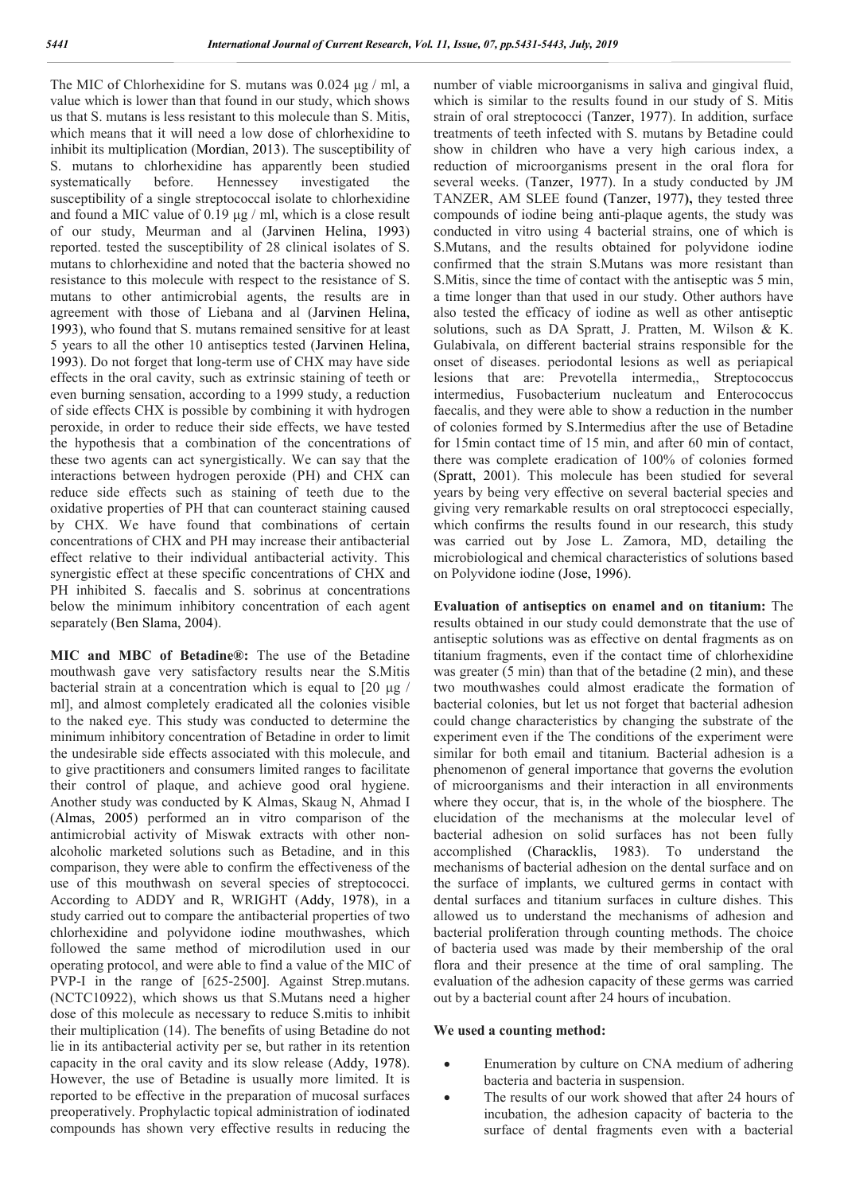The MIC of Chlorhexidine for S. mutans was 0.024 µg / ml, a value which is lower than that found in our study, which shows us that S. mutans is less resistant to this molecule than S. Mitis, which means that it will need a low dose of chlorhexidine to inhibit its multiplication (Mordian, 2013). The susceptibility of S. mutans to chlorhexidine has apparently been studied systematically before. Hennessey investigated the susceptibility of a single streptococcal isolate to chlorhexidine and found a MIC value of 0.19 µg / ml, which is a close result of our study, Meurman and al (Jarvinen Helina, 1993) reported. tested the susceptibility of 28 clinical isolates of S. mutans to chlorhexidine and noted that the bacteria showed no resistance to this molecule with respect to the resistance of S. mutans to other antimicrobial agents, the results are in agreement with those of Liebana and al (Jarvinen Helina, 1993), who found that S. mutans remained sensitive for at least 5 years to all the other 10 antiseptics tested (Jarvinen Helina, 1993). Do not forget that long-term use of CHX may have side effects in the oral cavity, such as extrinsic staining of teeth or even burning sensation, according to a 1999 study, a reduction of side effects CHX is possible by combining it with hydrogen peroxide, in order to reduce their side effects, we have tested the hypothesis that a combination of the concentrations of these two agents can act synergistically. We can say that the interactions between hydrogen peroxide (PH) and CHX can reduce side effects such as staining of teeth due to the oxidative properties of PH that can counteract staining caused by CHX. We have found that combinations of certain concentrations of CHX and PH may increase their antibacterial effect relative to their individual antibacterial activity. This synergistic effect at these specific concentrations of CHX and PH inhibited S. faecalis and S. sobrinus at concentrations below the minimum inhibitory concentration of each agent separately (Ben Slama, 2004).

**MIC and MBC of Betadine®:** The use of the Betadine mouthwash gave very satisfactory results near the S.Mitis bacterial strain at a concentration which is equal to [20 µg / ml], and almost completely eradicated all the colonies visible to the naked eye. This study was conducted to determine the minimum inhibitory concentration of Betadine in order to limit the undesirable side effects associated with this molecule, and to give practitioners and consumers limited ranges to facilitate their control of plaque, and achieve good oral hygiene. Another study was conducted by K Almas, Skaug N, Ahmad I (Almas, 2005) performed an in vitro comparison of the antimicrobial activity of Miswak extracts with other non-alcoholic marketed solutions such as Betadine, and in this comparison, they were able to confirm the effectiveness of the use of this mouthwash on several species of streptococci. According to ADDY and R, WRIGHT (Addy, 1978), in a study carried out to compare the antibacterial properties of two chlorhexidine and polyvidone iodine mouthwashes, which followed the same method of microdilution used in our operating protocol, and were able to find a value of the MIC of PVP-I in the range of [625-2500]. Against Strep.mutans. (NCTC10922), which shows us that S.Mutans need a higher dose of this molecule as necessary to reduce S.mitis to inhibit their multiplication (14). The benefits of using Betadine do not lie in its antibacterial activity per se, but rather in its retention capacity in the oral cavity and its slow release (Addy, 1978). However, the use of Betadine is usually more limited. It is reported to be effective in the preparation of mucosal surfaces preoperatively. Prophylactic topical administration of iodinated compounds has shown very effective results in reducing the number of viable microorganisms in saliva and gingival fluid, which is similar to the results found in our study of S. Mitis strain of oral streptococci (Tanzer, 1977). In addition, surface treatments of teeth infected with S. mutans by Betadine could show in children who have a very high carious index, a reduction of microorganisms present in the oral flora for several weeks. (Tanzer, 1977). In a study conducted by JM TANZER, AM SLEE found (Tanzer, 1977), they tested three compounds of iodine being anti-plaque agents, the study was conducted in vitro using 4 bacterial strains, one of which is S.Mutans, and the results obtained for polyvidone iodine confirmed that the strain S.Mutans was more resistant than S.Mitis, since the time of contact with the antiseptic was 5 min, a time longer than that used in our study. Other authors have also tested the efficacy of iodine as well as other antiseptic solutions, such as DA Spratt, J. Pratten, M. Wilson & K. Gulabivala, on different bacterial strains responsible for the onset of diseases. Periodontal lesions as well as periapical lesions that are: Prevotella intermedia,, Streptococcus intermedius, Fusobacterium nucleatum and Enterococcus faecalis, and they were able to show a reduction in the number of colonies formed by S.Intermedius after the use of Betadine for 15min contact time of 15 min, and after 60 min of contact, there was complete eradication of 100% of colonies formed (Spratt, 2001). This molecule has been studied for several years by being very effective on several bacterial species and giving very remarkable results on oral streptococci especially, which confirms the results found in our research, this study was carried out by Jose L. Zamora, MD, detailing the microbiological and chemical characteristics of solutions based on Polyvidone iodine (Jose, 1996).

**Evaluation of antiseptics on enamel and on titanium:** The results obtained in our study could demonstrate that the use of antiseptic solutions was as effective on dental fragments as on titanium fragments, even if the contact time of chlorhexidine was greater (5 min) than that of the betadine (2 min), and these two mouthwashes could almost eradicate the formation of bacterial colonies, but let us not forget that bacterial adhesion could change characteristics by changing the substrate of the experiment even if the The conditions of the experiment were similar for both email and titanium. Bacterial adhesion is a phenomenon of general importance that governs the evolution of microorganisms and their interaction in all environments where they occur, that is, in the whole of the biosphere. The elucidation of the mechanisms at the molecular level of bacterial adhesion on solid surfaces has not been fully accomplished (Characklis, 1983). To understand the mechanisms of bacterial adhesion on the dental surface and on the surface of implants, we cultured germs in contact with dental surfaces and titanium surfaces in culture dishes. This allowed us to understand the mechanisms of adhesion and bacterial proliferation through counting methods. The choice of bacteria used was made by their membership of the oral flora and their presence at the time of oral sampling. The evaluation of the adhesion capacity of these germs was carried out by a bacterial count after 24 hours of incubation.

**We used a counting method:**

- Enumeration by culture on CNA medium of adhering bacteria and bacteria in suspension.
- The results of our work showed that after 24 hours of incubation, the adhesion capacity of bacteria to the surface of dental fragments even with a bacterial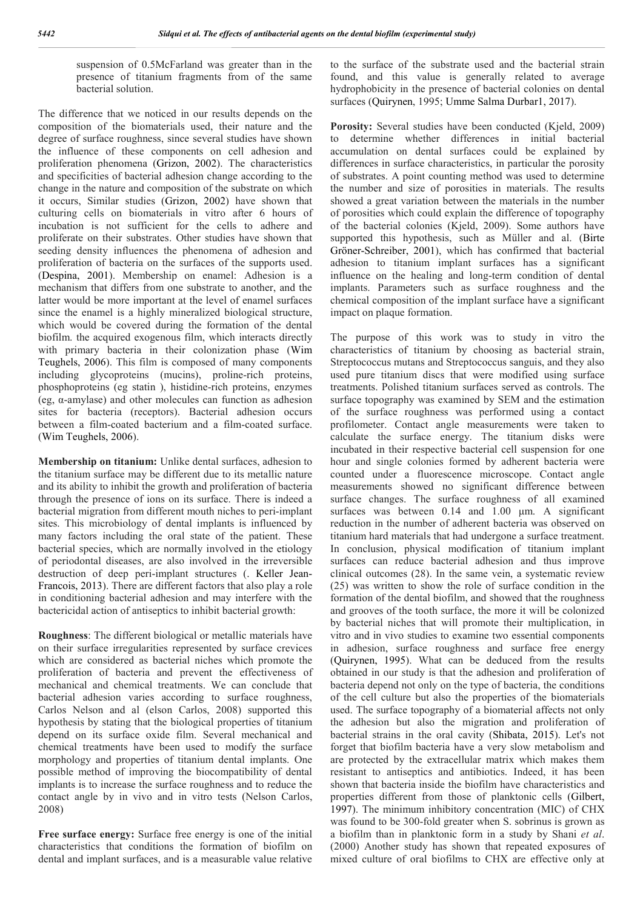suspension of 0.5McFarland was greater than in the presence of titanium fragments from of the same bacterial solution.

The difference that we noticed in our results depends on the composition of the biomaterials used, their nature and the degree of surface roughness, since several studies have shown the influence of these components on cell adhesion and proliferation phenomena (Grizon, 2002). The characteristics and specificities of bacterial adhesion change according to the change in the nature and composition of the substrate on which it occurs, Similar studies (Grizon, 2002) have shown that culturing cells on biomaterials in vitro after 6 hours of incubation is not sufficient for the cells to adhere and proliferate on their substrates. Other studies have shown that seeding density influences the phenomena of adhesion and proliferation of bacteria on the surfaces of the supports used. (Despina, 2001). Membership on enamel: Adhesion is a mechanism that differs from one substrate to another, and the latter would be more important at the level of enamel surfaces since the enamel is a highly mineralized biological structure, which would be covered during the formation of the dental biofilm. the acquired exogenous film, which interacts directly with primary bacteria in their colonization phase (Wim Teughels, 2006). This film is composed of many components including glycoproteins (mucins), proline-rich proteins, phosphoproteins (eg statin ), histidine-rich proteins, enzymes (eg, α-amylase) and other molecules can function as adhesion sites for bacteria (receptors). Bacterial adhesion occurs between a film-coated bacterium and a film-coated surface. (Wim Teughels, 2006).

**Membership on titanium:** Unlike dental surfaces, adhesion to the titanium surface may be different due to its metallic nature and its ability to inhibit the growth and proliferation of bacteria through the presence of ions on its surface. There is indeed a bacterial migration from different mouth niches to peri-implant sites. This microbiology of dental implants is influenced by many factors including the oral state of the patient. These bacterial species, which are normally involved in the etiology of periodontal diseases, are also involved in the irreversible destruction of deep peri-implant structures (. Keller Jean-Francois, 2013). There are different factors that also play a role in conditioning bacterial adhesion and may interfere with the bactericidal action of antiseptics to inhibit bacterial growth:

**Roughness**: The different biological or metallic materials have on their surface irregularities represented by surface crevices which are considered as bacterial niches which promote the proliferation of bacteria and prevent the effectiveness of mechanical and chemical treatments. We can conclude that bacterial adhesion varies according to surface roughness, Carlos Nelson and al (elson Carlos, 2008) supported this hypothesis by stating that the biological properties of titanium depend on its surface oxide film. Several mechanical and chemical treatments have been used to modify the surface morphology and properties of titanium dental implants. One possible method of improving the biocompatibility of dental implants is to increase the surface roughness and to reduce the contact angle by in vivo and in vitro tests (Nelson Carlos, 2008)

**Free surface energy:** Surface free energy is one of the initial characteristics that conditions the formation of biofilm on dental and implant surfaces, and is a measurable value relative to the surface of the substrate used and the bacterial strain found, and this value is generally related to average hydrophobicity in the presence of bacterial colonies on dental surfaces (Quirynen, 1995; Umme Salma Durbar1, 2017).

**Porosity:** Several studies have been conducted (Kjeld, 2009) to determine whether differences in initial bacterial accumulation on dental surfaces could be explained by differences in surface characteristics, in particular the porosity of substrates. A point counting method was used to determine the number and size of porosities in materials. The results showed a great variation between the materials in the number of porosities which could explain the difference of topography of the bacterial colonies (Kjeld, 2009). Some authors have supported this hypothesis, such as Müller and al. (Birte Gröner-Schreiber, 2001), which has confirmed that bacterial adhesion to titanium implant surfaces has a significant influence on the healing and long-term condition of dental implants. Parameters such as surface roughness and the chemical composition of the implant surface have a significant impact on plaque formation.

The purpose of this work was to study in vitro the characteristics of titanium by choosing as bacterial strain, Streptococcus mutans and Streptococcus sanguis, and they also used pure titanium discs that were modified using surface treatments. Polished titanium surfaces served as controls. The surface topography was examined by SEM and the estimation of the surface roughness was performed using a contact profilometer. Contact angle measurements were taken to calculate the surface energy. The titanium disks were incubated in their respective bacterial cell suspension for one hour and single colonies formed by adherent bacteria were counted under a fluorescence microscope. Contact angle measurements showed no significant difference between surface changes. The surface roughness of all examined surfaces was between 0.14 and 1.00 µm. A significant reduction in the number of adherent bacteria was observed on titanium hard materials that had undergone a surface treatment. In conclusion, physical modification of titanium implant surfaces can reduce bacterial adhesion and thus improve clinical outcomes (28). In the same vein, a systematic review (25) was written to show the role of surface condition in the formation of the dental biofilm, and showed that the roughness and grooves of the tooth surface, the more it will be colonized by bacterial niches that will promote their multiplication, in vitro and in vivo studies to examine two essential components in adhesion, surface roughness and surface free energy (Quirynen, 1995). What can be deduced from the results obtained in our study is that the adhesion and proliferation of bacteria depend not only on the type of bacteria, the conditions of the cell culture but also the properties of the biomaterials used. The surface topography of a biomaterial affects not only the adhesion but also the migration and proliferation of bacterial strains in the oral cavity (Shibata, 2015). Let's not forget that biofilm bacteria have a very slow metabolism and are protected by the extracellular matrix which makes them resistant to antiseptics and antibiotics. Indeed, it has been shown that bacteria inside the biofilm have characteristics and properties different from those of planktonic cells (Gilbert, 1997). The minimum inhibitory concentration (MIC) of CHX was found to be 300-fold greater when S. sobrinus is grown as a biofilm than in planktonic form in a study by Shani *et al*. (2000) Another study has shown that repeated exposures of mixed culture of oral biofilms to CHX are effective only at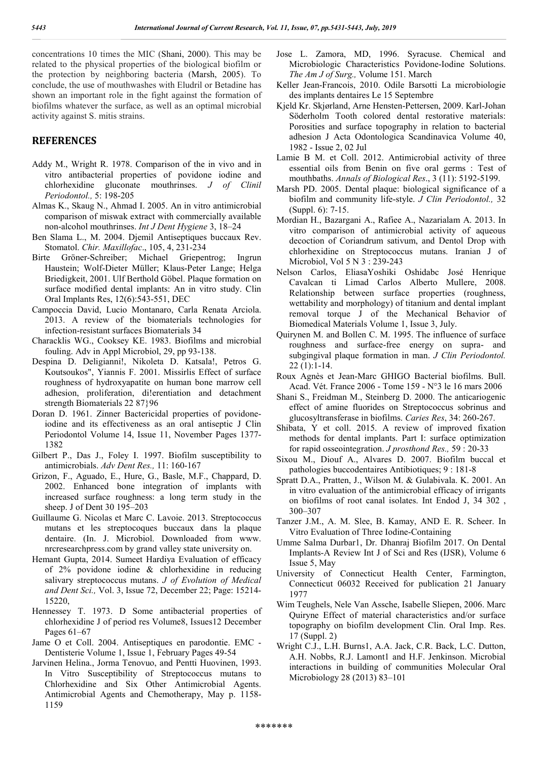concentrations 10 times the MIC (Shani, 2000). This may be related to the physical properties of the biological biofilm or the protection by neighboring bacteria (Marsh, 2005). To conclude, the use of mouthwashes with Eludril or Betadine has shown an important role in the fight against the formation of biofilms whatever the surface, as well as an optimal microbial activity against S. mitis strains.

## REFERENCES

- Addy M., Wright R. 1978. Comparison of the in vivo and in vitro antibacterial properties of povidone iodine and chlorhexidine gluconate mouthrinses. *J of Clinil Periodontol.,* 5: 198-205
- Almas K., Skaug N., Ahmad I. 2005. An in vitro antimicrobial comparison of miswak extract with commercially available non-alcohol mouthrinses. *Int J Dent Hygiene* 3, 18–24
- Ben Slama L., M. 2004. Djemil Antiseptiques buccaux Rev. Stomatol. *Chir. Maxillofac*., 105, 4, 231-234
- Birte Gröner-Schreiber; Michael Griepentrog; Ingrun Haustein; Wolf-Dieter Müller; Klaus-Peter Lange; Helga Briedigkeit, 2001. Ulf Berthold Göbel. Plaque formation on surface modified dental implants: An in vitro study. Clin Oral Implants Res, 12(6):543-551, DEC
- Campoccia David, Lucio Montanaro, Carla Renata Arciola. 2013. A review of the biomaterials technologies for infection-resistant surfaces Biomaterials 34
- Characklis WG., Cooksey KE. 1983. Biofilms and microbial fouling. Adv in Appl Microbiol, 29, pp 93-138.
- Despina D. Deligianni!, Nikoleta D. Katsala!, Petros G. Koutsoukos", Yiannis F. 2001. Missirlis Effect of surface roughness of hydroxyapatite on human bone marrow cell adhesion, proliferation, di!erentiation and detachment strength Biomaterials 22 87}96
- Doran D. 1961. Zinner Bactericidal properties of povidone-iodine and its effectiveness as an oral antiseptic J Clin Periodontol Volume 14, Issue 11, November Pages 1377-1382
- Gilbert P., Das J., Foley I. 1997. Biofilm susceptibility to antimicrobials. *Adv Dent Res.,* 11: 160-167
- Grizon, F., Aguado, E., Hure, G., Basle, M.F., Chappard, D. 2002. Enhanced bone integration of implants with increased surface roughness: a long term study in the sheep. J of Dent 30 195–203
- Guillaume G. Nicolas et Marc C. Lavoie. 2013. Streptococcus mutans et les streptocoques buccaux dans la plaque dentaire. (In. J. Microbiol. Downloaded from www. nrcresearchpress.com by grand valley state university on.
- Hemant Gupta, 2014. Sumeet Hardiya Evaluation of efficacy of 2% povidone iodine & chlorhexidine in reducing salivary streptococcus mutans. *J of Evolution of Medical and Dent Sci.,* Vol. 3, Issue 72, December 22; Page: 15214-15220,
- Hennessey T. 1973. D Some antibacterial properties of chlorhexidine J of period res Volume8, Issues12 December Pages 61–67
- Jame O et Coll. 2004. Antiseptiques en parodontie. EMC - Dentisterie Volume 1, Issue 1, February Pages 49-54
- Jarvinen Helina., Jorma Tenovuo, and Pentti Huovinen, 1993. In Vitro Susceptibility of Streptococcus mutans to Chlorhexidine and Six Other Antimicrobial Agents. Antimicrobial Agents and Chemotherapy, May p. 1158-1159
- Jose L. Zamora, MD, 1996. Syracuse. Chemical and Microbiologic Characteristics Povidone-Iodine Solutions. *The Am J of Surg.,* Volume 151. March
- Keller Jean-Francois, 2010. Odile Barsotti La microbiologie des implants dentaires Le 15 Septembre
- Kjeld Kr. Skjørland, Arne Hensten-Pettersen, 2009. Karl-Johan Söderholm Tooth colored dental restorative materials: Porosities and surface topography in relation to bacterial adhesion J Acta Odontologica Scandinavica Volume 40, 1982 - Issue 2, 02 Jul
- Lamie B M. et Coll. 2012. Antimicrobial activity of three essential oils from Benin on five oral germs : Test of mouthbaths. *Annals of Biological Res*., 3 (11): 5192-5199.
- Marsh PD. 2005. Dental plaque: biological significance of a biofilm and community life-style. *J Clin Periodontol.,* 32 (Suppl. 6): 7-15.
- Mordian H., Bazargani A., Rafiee A., Nazarialam A. 2013. In vitro comparison of antimicrobial activity of aqueous decoction of Coriandrum sativum, and Dentol Drop with chlorhexidine on Streptococcus mutans. Iranian J of Microbiol, Vol 5 N 3 : 239-243
- Nelson Carlos, EliasaYoshiki Oshidabc José Henrique Cavalcan ti Limad Carlos Alberto Mullere, 2008. Relationship between surface properties (roughness, wettability and morphology) of titanium and dental implant removal torque J of the Mechanical Behavior of Biomedical Materials Volume 1, Issue 3, July.
- Quirynen M. and Bollen C. M. 1995. The influence of surface roughness and surface-free energy on supra- and subgingival plaque formation in man. *J Clin Periodontol.* 22 (1):1-14.
- Roux Agnès et Jean-Marc GHIGO Bacterial biofilms. Bull. Acad. Vét. France 2006 - Tome 159 - N°3 le 16 mars 2006
- Shani S., Freidman M., Steinberg D. 2000. The anticariogenic effect of amine fluorides on Streptococcus sobrinus and glucosyltransferase in biofilms. *Caries Res*, 34: 260-267.
- Shibata, Y et coll. 2015. A review of improved fixation methods for dental implants. Part I: surface optimization for rapid osseointegration. *J prosthond Res.,* 59 : 20-33
- Sixou M., Diouf A., Alvares D. 2007. Biofilm buccal et pathologies buccodentaires Antibiotiques; 9 : 181-8
- Spratt D.A., Pratten, J., Wilson M. & Gulabivala. K. 2001. An in vitro evaluation of the antimicrobial efficacy of irrigants on biofilms of root canal isolates. Int Endod J, 34 302 , 300–307
- Tanzer J.M., A. M. Slee, B. Kamay, AND E. R. Scheer. In Vitro Evaluation of Three Iodine-Containing
- Umme Salma Durbar1, Dr. Dhanraj Biofilm 2017. On Dental Implants-A Review Int J of Sci and Res (IJSR), Volume 6 Issue 5, May
- University of Connecticut Health Center, Farmington, Connecticut 06032 Received for publication 21 January 1977
- Wim Teughels, Nele Van Assche, Isabelle Sliepen, 2006. Marc Quiryne Effect of material characteristics and/or surface topography on biofilm development Clin. Oral Imp. Res. 17 (Suppl. 2)
- Wright C.J., L.H. Burns1, A.A. Jack, C.R. Back, L.C. Dutton, A.H. Nobbs, R.J. Lamont1 and H.F. Jenkinson. Microbial interactions in building of communities Molecular Oral Microbiology 28 (2013) 83–101

\*\*\*\*\*\*\*